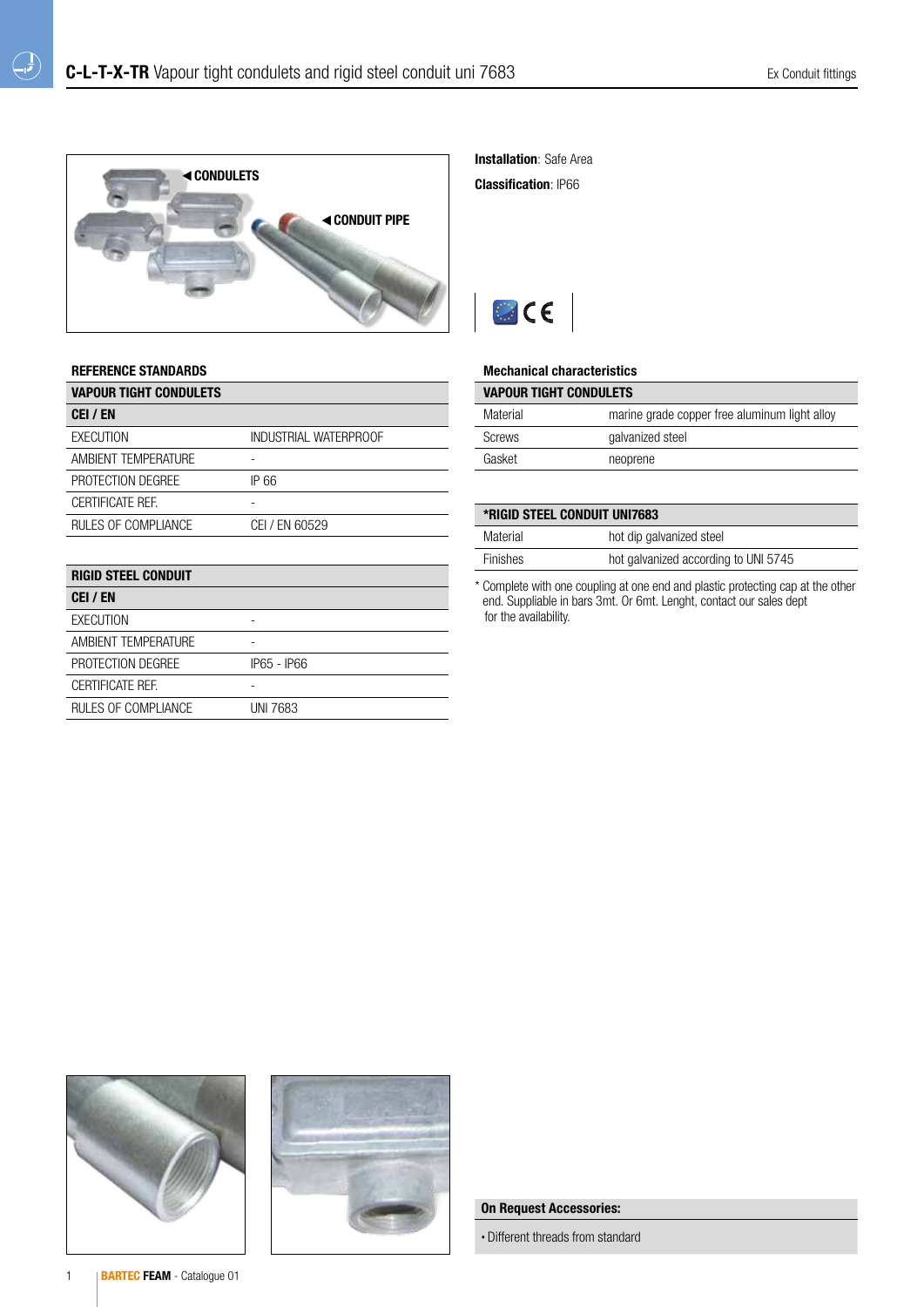# C-L-T-X-TR Vapour tight condulets and rigid steel conduit uni 7683

**Installation**: Safe Area

**Classification**: IP66

### REFERENCE STANDARDS

| VAPOUR TIGHT CONDULETS | |
|---|---|
| **CEI / EN** | |
| EXECUTION | INDUSTRIAL WATERPROOF |
| AMBIENT TEMPERATURE | - |
| PROTECTION DEGREE | IP 66 |
| CERTIFICATE REF. | - |
| RULES OF COMPLIANCE | CEI / EN 60529 |

| RIGID STEEL CONDUIT | |
|---|---|
| **CEI / EN** | |
| EXECUTION | - |
| AMBIENT TEMPERATURE | - |
| PROTECTION DEGREE | IP65 - IP66 |
| CERTIFICATE REF. | - |
| RULES OF COMPLIANCE | UNI 7683 |

### Mechanical characteristics

| VAPOUR TIGHT CONDULETS | |
|---|---|
| Material | marine grade copper free aluminum light alloy |
| Screws | galvanized steel |
| Gasket | neoprene |

| *RIGID STEEL CONDUIT UNI7683 | |
|---|---|
| Material | hot dip galvanized steel |
| Finishes | hot galvanized according to UNI 5745 |

* Complete with one coupling at one end and plastic protecting cap at the other end. Suppliable in bars 3mt. Or 6mt. Lenght, contact our sales dept for the availability.

**On Request Accessories:**

- Different threads from standard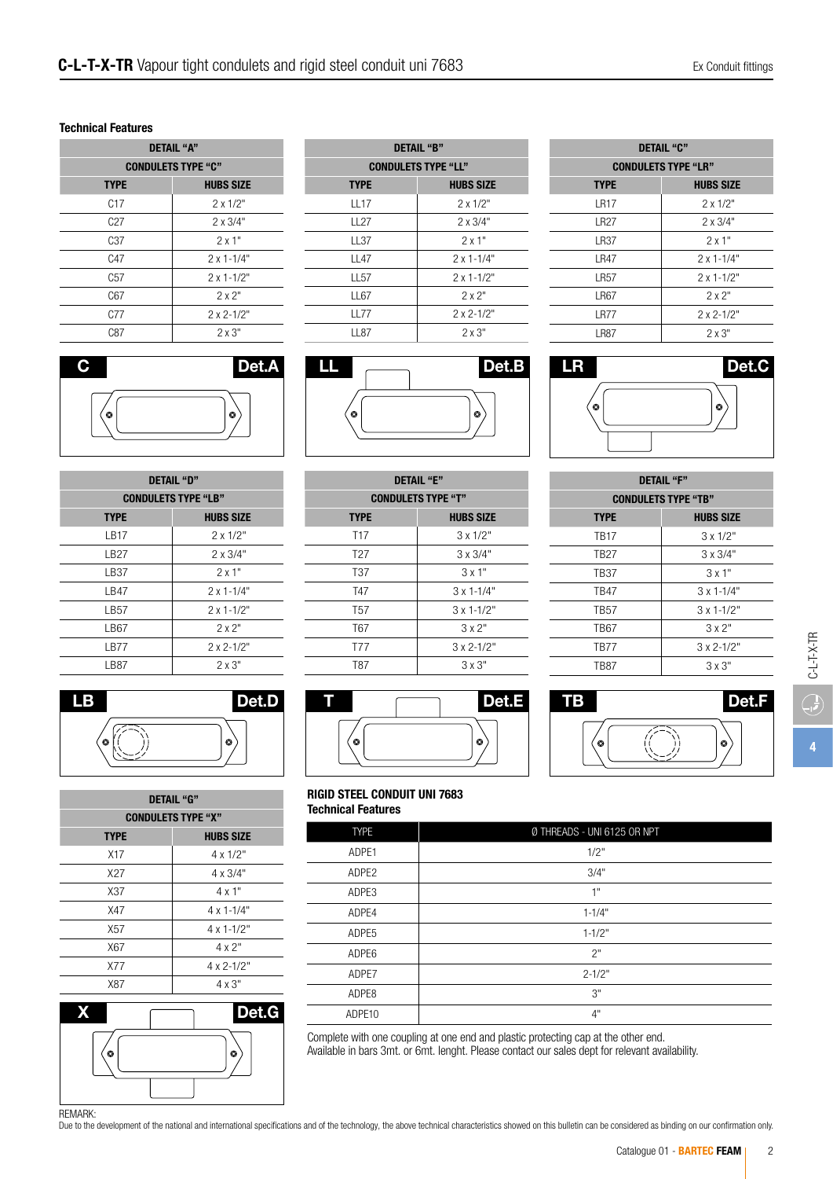## **C-L-T-X-TR** Vapour tight condulets and rigid steel conduit uni 7683

### Technical Features

| DETAIL "A" | |
|---|---|
| **CONDULETS TYPE "C"** | |
| **TYPE** | **HUBS SIZE** |
| C17 | 2 x 1/2" |
| C27 | 2 x 3/4" |
| C37 | 2 x 1" |
| C47 | 2 x 1-1/4" |
| C57 | 2 x 1-1/2" |
| C67 | 2 x 2" |
| C77 | 2 x 2-1/2" |
| C87 | 2 x 3" |

C — Det.A

| DETAIL "B" | |
|---|---|
| **CONDULETS TYPE "LL"** | |
| **TYPE** | **HUBS SIZE** |
| LL17 | 2 x 1/2" |
| LL27 | 2 x 3/4" |
| LL37 | 2 x 1" |
| LL47 | 2 x 1-1/4" |
| LL57 | 2 x 1-1/2" |
| LL67 | 2 x 2" |
| LL77 | 2 x 2-1/2" |
| LL87 | 2 x 3" |

LL — Det.B

| DETAIL "C" | |
|---|---|
| **CONDULETS TYPE "LR"** | |
| **TYPE** | **HUBS SIZE** |
| LR17 | 2 x 1/2" |
| LR27 | 2 x 3/4" |
| LR37 | 2 x 1" |
| LR47 | 2 x 1-1/4" |
| LR57 | 2 x 1-1/2" |
| LR67 | 2 x 2" |
| LR77 | 2 x 2-1/2" |
| LR87 | 2 x 3" |

LR — Det.C

| DETAIL "D" | |
|---|---|
| **CONDULETS TYPE "LB"** | |
| **TYPE** | **HUBS SIZE** |
| LB17 | 2 x 1/2" |
| LB27 | 2 x 3/4" |
| LB37 | 2 x 1" |
| LB47 | 2 x 1-1/4" |
| LB57 | 2 x 1-1/2" |
| LB67 | 2 x 2" |
| LB77 | 2 x 2-1/2" |
| LB87 | 2 x 3" |

LB — Det.D

| DETAIL "E" | |
|---|---|
| **CONDULETS TYPE "T"** | |
| **TYPE** | **HUBS SIZE** |
| T17 | 3 x 1/2" |
| T27 | 3 x 3/4" |
| T37 | 3 x 1" |
| T47 | 3 x 1-1/4" |
| T57 | 3 x 1-1/2" |
| T67 | 3 x 2" |
| T77 | 3 x 2-1/2" |
| T87 | 3 x 3" |

T — Det.E

| DETAIL "F" | |
|---|---|
| **CONDULETS TYPE "TB"** | |
| **TYPE** | **HUBS SIZE** |
| TB17 | 3 x 1/2" |
| TB27 | 3 x 3/4" |
| TB37 | 3 x 1" |
| TB47 | 3 x 1-1/4" |
| TB57 | 3 x 1-1/2" |
| TB67 | 3 x 2" |
| TB77 | 3 x 2-1/2" |
| TB87 | 3 x 3" |

TB — Det.F

| DETAIL "G" | |
|---|---|
| **CONDULETS TYPE "X"** | |
| **TYPE** | **HUBS SIZE** |
| X17 | 4 x 1/2" |
| X27 | 4 x 3/4" |
| X37 | 4 x 1" |
| X47 | 4 x 1-1/4" |
| X57 | 4 x 1-1/2" |
| X67 | 4 x 2" |
| X77 | 4 x 2-1/2" |
| X87 | 4 x 3" |

X — Det.G

### RIGID STEEL CONDUIT UNI 7683
### Technical Features

| TYPE | Ø THREADS - UNI 6125 OR NPT |
|---|---|
| ADPE1 | 1/2" |
| ADPE2 | 3/4" |
| ADPE3 | 1" |
| ADPE4 | 1-1/4" |
| ADPE5 | 1-1/2" |
| ADPE6 | 2" |
| ADPE7 | 2-1/2" |
| ADPE8 | 3" |
| ADPE10 | 4" |

Complete with one coupling at one end and plastic protecting cap at the other end.
Available in bars 3mt. or 6mt. lenght. Please contact our sales dept for relevant availability.

REMARK:
Due to the development of the national and international specifications and of the technology, the above technical characteristics showed on this bulletin can be considered as binding on our confirmation only.